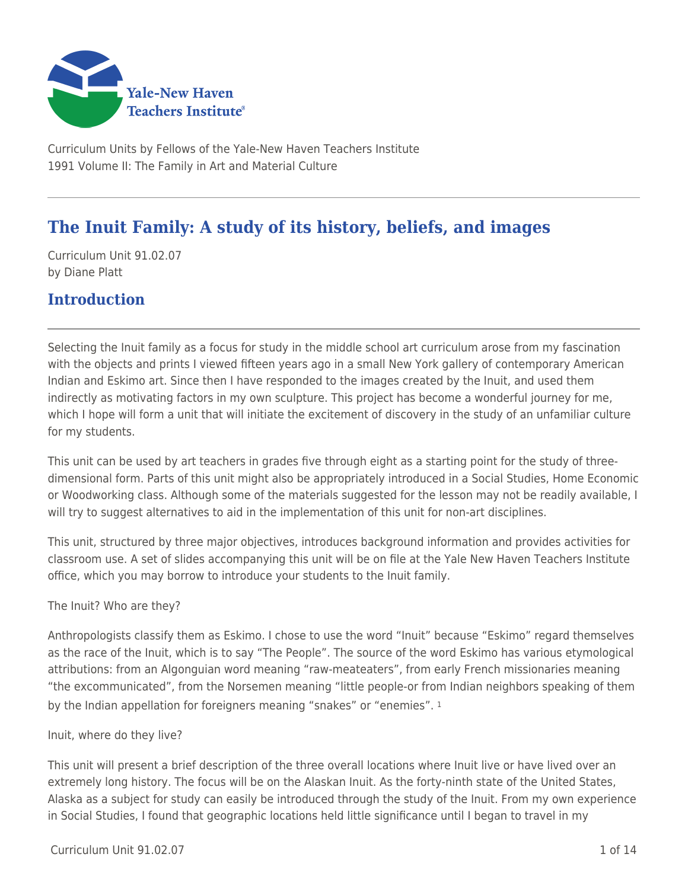Curriculum Units by Fellows of the Yale-New Haven Teachers Institute
1991 Volume II: The Family in Art and Material Culture

# The Inuit Family: A study of its history, beliefs, and images

Curriculum Unit 91.02.07
by Diane Platt

## Introduction

Selecting the Inuit family as a focus for study in the middle school art curriculum arose from my fascination with the objects and prints I viewed fifteen years ago in a small New York gallery of contemporary American Indian and Eskimo art. Since then I have responded to the images created by the Inuit, and used them indirectly as motivating factors in my own sculpture. This project has become a wonderful journey for me, which I hope will form a unit that will initiate the excitement of discovery in the study of an unfamiliar culture for my students.

This unit can be used by art teachers in grades five through eight as a starting point for the study of three-dimensional form. Parts of this unit might also be appropriately introduced in a Social Studies, Home Economic or Woodworking class. Although some of the materials suggested for the lesson may not be readily available, I will try to suggest alternatives to aid in the implementation of this unit for non-art disciplines.

This unit, structured by three major objectives, introduces background information and provides activities for classroom use. A set of slides accompanying this unit will be on file at the Yale New Haven Teachers Institute office, which you may borrow to introduce your students to the Inuit family.

The Inuit? Who are they?

Anthropologists classify them as Eskimo. I chose to use the word "Inuit" because "Eskimo" regard themselves as the race of the Inuit, which is to say "The People". The source of the word Eskimo has various etymological attributions: from an Algonguian word meaning "raw-meateaters", from early French missionaries meaning "the excommunicated", from the Norsemen meaning "little people-or from Indian neighbors speaking of them by the Indian appellation for foreigners meaning "snakes" or "enemies". [1]

Inuit, where do they live?

This unit will present a brief description of the three overall locations where Inuit live or have lived over an extremely long history. The focus will be on the Alaskan Inuit. As the forty-ninth state of the United States, Alaska as a subject for study can easily be introduced through the study of the Inuit. From my own experience in Social Studies, I found that geographic locations held little significance until I began to travel in my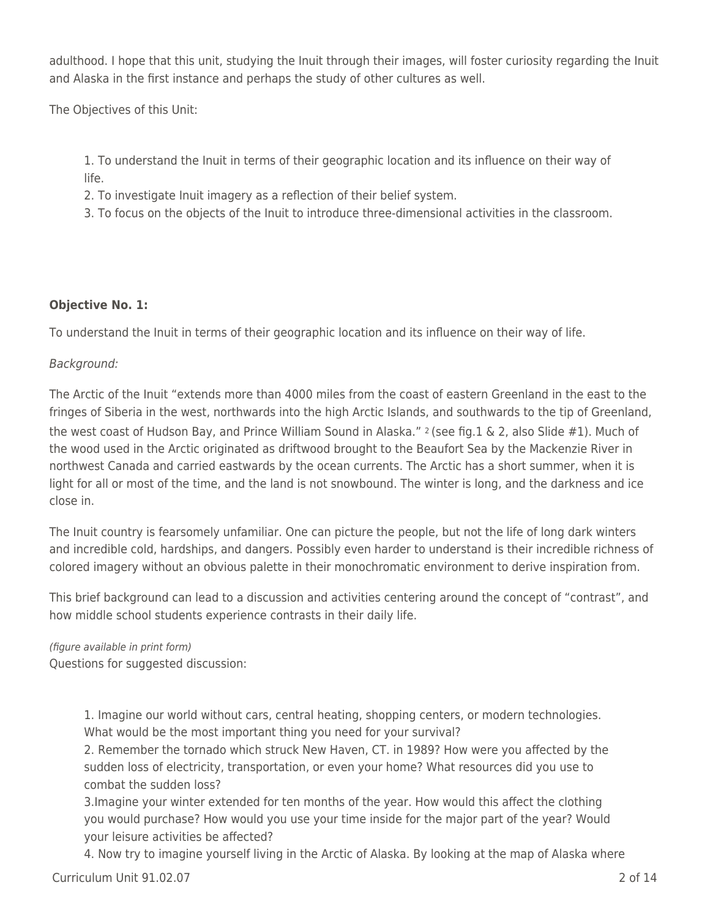adulthood. I hope that this unit, studying the Inuit through their images, will foster curiosity regarding the Inuit and Alaska in the first instance and perhaps the study of other cultures as well.

The Objectives of this Unit:

1. To understand the Inuit in terms of their geographic location and its influence on their way of life.
2. To investigate Inuit imagery as a reflection of their belief system.
3. To focus on the objects of the Inuit to introduce three-dimensional activities in the classroom.

**Objective No. 1:**

To understand the Inuit in terms of their geographic location and its influence on their way of life.

*Background:*

The Arctic of the Inuit "extends more than 4000 miles from the coast of eastern Greenland in the east to the fringes of Siberia in the west, northwards into the high Arctic Islands, and southwards to the tip of Greenland, the west coast of Hudson Bay, and Prince William Sound in Alaska." [2] (see fig.1 & 2, also Slide #1). Much of the wood used in the Arctic originated as driftwood brought to the Beaufort Sea by the Mackenzie River in northwest Canada and carried eastwards by the ocean currents. The Arctic has a short summer, when it is light for all or most of the time, and the land is not snowbound. The winter is long, and the darkness and ice close in.

The Inuit country is fearsomely unfamiliar. One can picture the people, but not the life of long dark winters and incredible cold, hardships, and dangers. Possibly even harder to understand is their incredible richness of colored imagery without an obvious palette in their monochromatic environment to derive inspiration from.

This brief background can lead to a discussion and activities centering around the concept of "contrast", and how middle school students experience contrasts in their daily life.

*(figure available in print form)*

Questions for suggested discussion:

1. Imagine our world without cars, central heating, shopping centers, or modern technologies. What would be the most important thing you need for your survival?
2. Remember the tornado which struck New Haven, CT. in 1989? How were you affected by the sudden loss of electricity, transportation, or even your home? What resources did you use to combat the sudden loss?
3. Imagine your winter extended for ten months of the year. How would this affect the clothing you would purchase? How would you use your time inside for the major part of the year? Would your leisure activities be affected?
4. Now try to imagine yourself living in the Arctic of Alaska. By looking at the map of Alaska where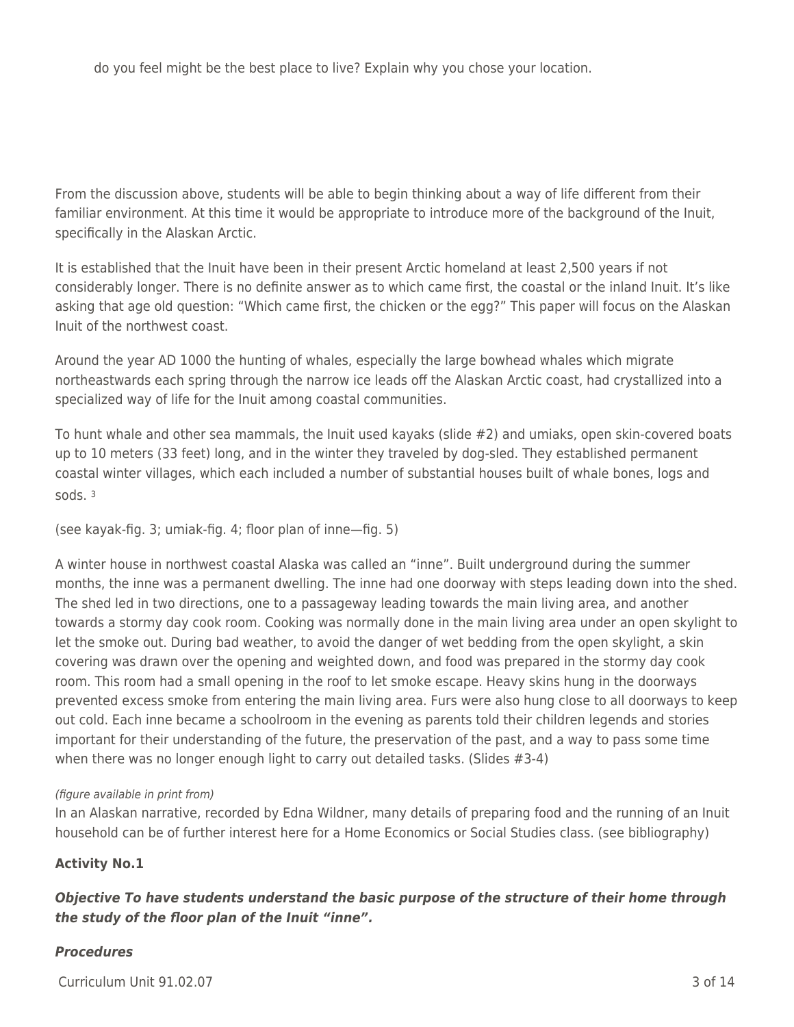do you feel might be the best place to live? Explain why you chose your location.

From the discussion above, students will be able to begin thinking about a way of life different from their familiar environment. At this time it would be appropriate to introduce more of the background of the Inuit, specifically in the Alaskan Arctic.

It is established that the Inuit have been in their present Arctic homeland at least 2,500 years if not considerably longer. There is no definite answer as to which came first, the coastal or the inland Inuit. It's like asking that age old question: "Which came first, the chicken or the egg?" This paper will focus on the Alaskan Inuit of the northwest coast.

Around the year AD 1000 the hunting of whales, especially the large bowhead whales which migrate northeastwards each spring through the narrow ice leads off the Alaskan Arctic coast, had crystallized into a specialized way of life for the Inuit among coastal communities.

To hunt whale and other sea mammals, the Inuit used kayaks (slide #2) and umiaks, open skin-covered boats up to 10 meters (33 feet) long, and in the winter they traveled by dog-sled. They established permanent coastal winter villages, which each included a number of substantial houses built of whale bones, logs and sods. [3]

(see kayak-fig. 3; umiak-fig. 4; floor plan of inne—fig. 5)

A winter house in northwest coastal Alaska was called an "inne". Built underground during the summer months, the inne was a permanent dwelling. The inne had one doorway with steps leading down into the shed. The shed led in two directions, one to a passageway leading towards the main living area, and another towards a stormy day cook room. Cooking was normally done in the main living area under an open skylight to let the smoke out. During bad weather, to avoid the danger of wet bedding from the open skylight, a skin covering was drawn over the opening and weighted down, and food was prepared in the stormy day cook room. This room had a small opening in the roof to let smoke escape. Heavy skins hung in the doorways prevented excess smoke from entering the main living area. Furs were also hung close to all doorways to keep out cold. Each inne became a schoolroom in the evening as parents told their children legends and stories important for their understanding of the future, the preservation of the past, and a way to pass some time when there was no longer enough light to carry out detailed tasks. (Slides #3-4)

*(figure available in print from)*

In an Alaskan narrative, recorded by Edna Wildner, many details of preparing food and the running of an Inuit household can be of further interest here for a Home Economics or Social Studies class. (see bibliography)

**Activity No.1**

***Objective To have students understand the basic purpose of the structure of their home through the study of the floor plan of the Inuit "inne".***

***Procedures***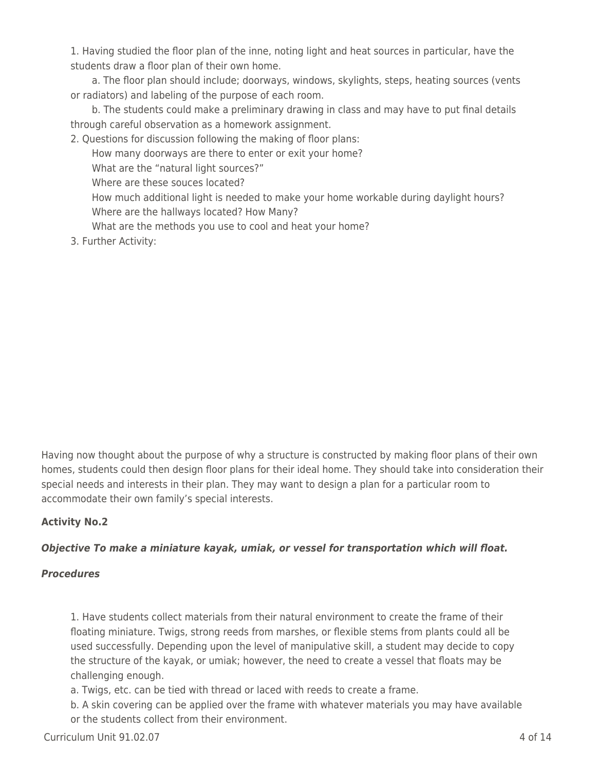1. Having studied the floor plan of the inne, noting light and heat sources in particular, have the students draw a floor plan of their own home.
   a. The floor plan should include; doorways, windows, skylights, steps, heating sources (vents or radiators) and labeling of the purpose of each room.
   b. The students could make a preliminary drawing in class and may have to put final details through careful observation as a homework assignment.
2. Questions for discussion following the making of floor plans:
   How many doorways are there to enter or exit your home?
   What are the “natural light sources?”
   Where are these souces located?
   How much additional light is needed to make your home workable during daylight hours?
   Where are the hallways located? How Many?
   What are the methods you use to cool and heat your home?
3. Further Activity:

Having now thought about the purpose of why a structure is constructed by making floor plans of their own homes, students could then design floor plans for their ideal home. They should take into consideration their special needs and interests in their plan. They may want to design a plan for a particular room to accommodate their own family’s special interests.

**Activity No.2**

***Objective To make a miniature kayak, umiak, or vessel for transportation which will float.***

***Procedures***

1. Have students collect materials from their natural environment to create the frame of their floating miniature. Twigs, strong reeds from marshes, or flexible stems from plants could all be used successfully. Depending upon the level of manipulative skill, a student may decide to copy the structure of the kayak, or umiak; however, the need to create a vessel that floats may be challenging enough.
   a. Twigs, etc. can be tied with thread or laced with reeds to create a frame.
   b. A skin covering can be applied over the frame with whatever materials you may have available or the students collect from their environment.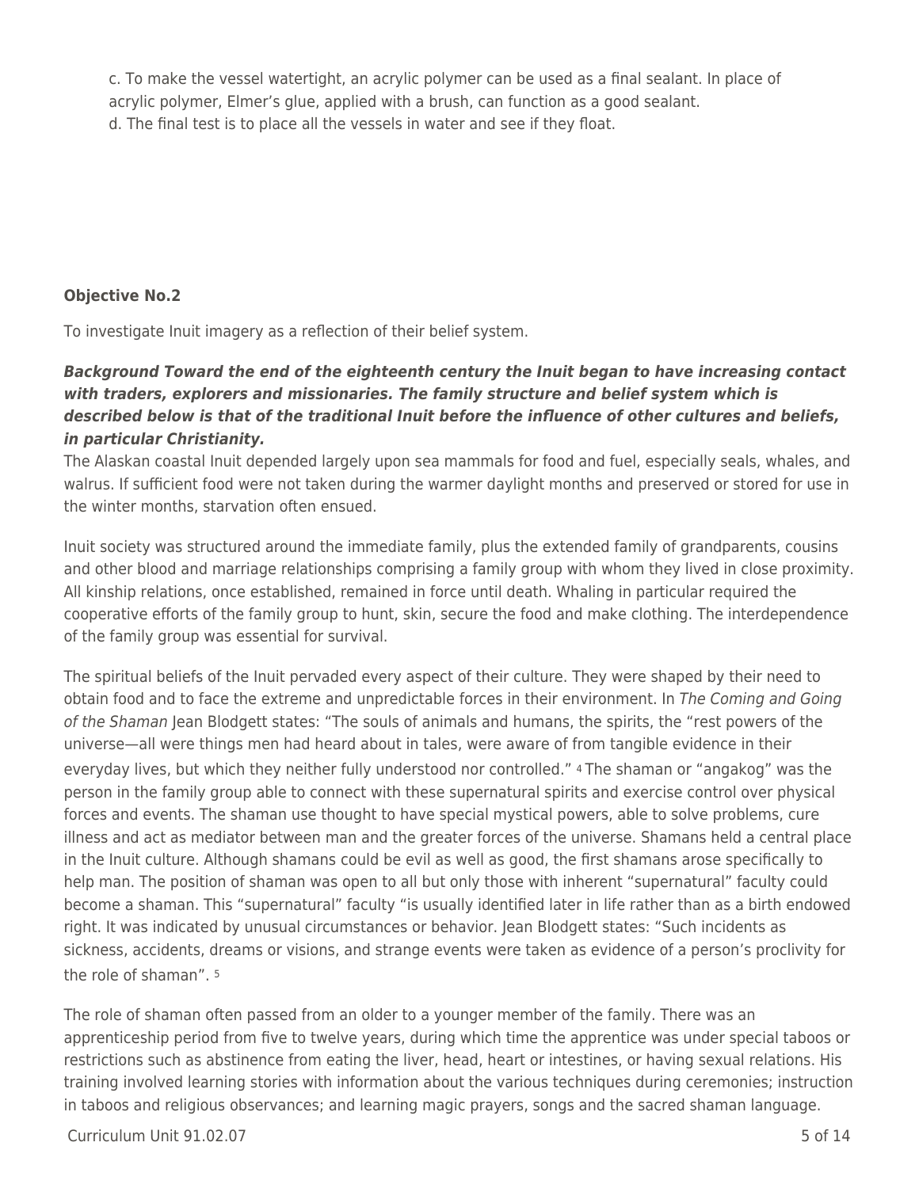c. To make the vessel watertight, an acrylic polymer can be used as a final sealant. In place of acrylic polymer, Elmer's glue, applied with a brush, can function as a good sealant.
d. The final test is to place all the vessels in water and see if they float.

**Objective No.2**

To investigate Inuit imagery as a reflection of their belief system.

***Background Toward the end of the eighteenth century the Inuit began to have increasing contact with traders, explorers and missionaries. The family structure and belief system which is described below is that of the traditional Inuit before the influence of other cultures and beliefs, in particular Christianity.***

The Alaskan coastal Inuit depended largely upon sea mammals for food and fuel, especially seals, whales, and walrus. If sufficient food were not taken during the warmer daylight months and preserved or stored for use in the winter months, starvation often ensued.

Inuit society was structured around the immediate family, plus the extended family of grandparents, cousins and other blood and marriage relationships comprising a family group with whom they lived in close proximity. All kinship relations, once established, remained in force until death. Whaling in particular required the cooperative efforts of the family group to hunt, skin, secure the food and make clothing. The interdependence of the family group was essential for survival.

The spiritual beliefs of the Inuit pervaded every aspect of their culture. They were shaped by their need to obtain food and to face the extreme and unpredictable forces in their environment. In *The Coming and Going of the Shaman* Jean Blodgett states: "The souls of animals and humans, the spirits, the "rest powers of the universe—all were things men had heard about in tales, were aware of from tangible evidence in their everyday lives, but which they neither fully understood nor controlled." [4] The shaman or "angakog" was the person in the family group able to connect with these supernatural spirits and exercise control over physical forces and events. The shaman use thought to have special mystical powers, able to solve problems, cure illness and act as mediator between man and the greater forces of the universe. Shamans held a central place in the Inuit culture. Although shamans could be evil as well as good, the first shamans arose specifically to help man. The position of shaman was open to all but only those with inherent "supernatural" faculty could become a shaman. This "supernatural" faculty "is usually identified later in life rather than as a birth endowed right. It was indicated by unusual circumstances or behavior. Jean Blodgett states: "Such incidents as sickness, accidents, dreams or visions, and strange events were taken as evidence of a person's proclivity for the role of shaman". [5]

The role of shaman often passed from an older to a younger member of the family. There was an apprenticeship period from five to twelve years, during which time the apprentice was under special taboos or restrictions such as abstinence from eating the liver, head, heart or intestines, or having sexual relations. His training involved learning stories with information about the various techniques during ceremonies; instruction in taboos and religious observances; and learning magic prayers, songs and the sacred shaman language.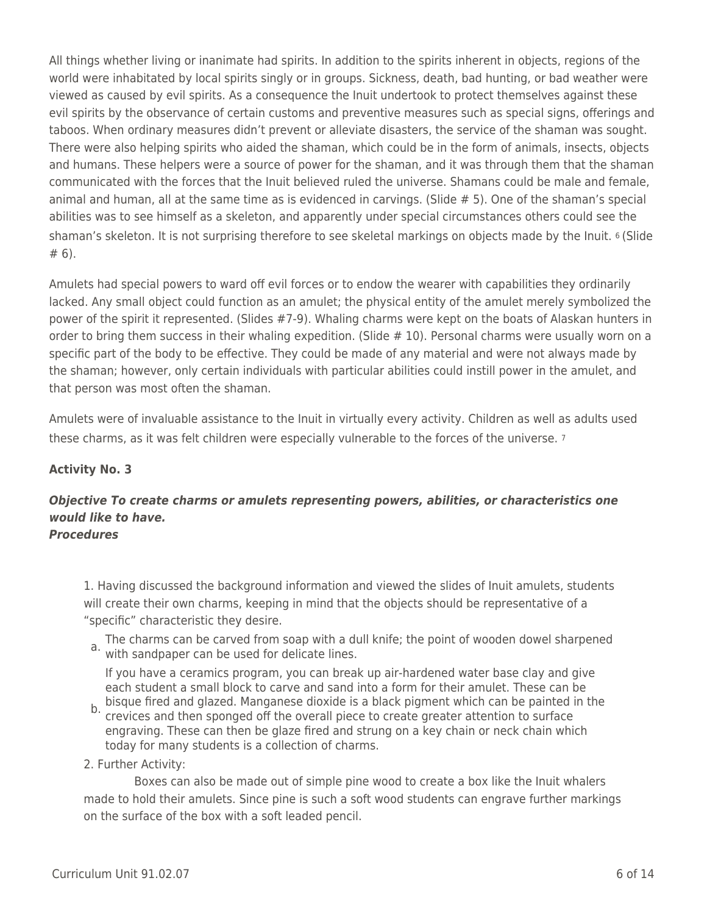All things whether living or inanimate had spirits. In addition to the spirits inherent in objects, regions of the world were inhabited by local spirits singly or in groups. Sickness, death, bad hunting, or bad weather were viewed as caused by evil spirits. As a consequence the Inuit undertook to protect themselves against these evil spirits by the observance of certain customs and preventive measures such as special signs, offerings and taboos. When ordinary measures didn't prevent or alleviate disasters, the service of the shaman was sought. There were also helping spirits who aided the shaman, which could be in the form of animals, insects, objects and humans. These helpers were a source of power for the shaman, and it was through them that the shaman communicated with the forces that the Inuit believed ruled the universe. Shamans could be male and female, animal and human, all at the same time as is evidenced in carvings. (Slide # 5). One of the shaman's special abilities was to see himself as a skeleton, and apparently under special circumstances others could see the shaman's skeleton. It is not surprising therefore to see skeletal markings on objects made by the Inuit. [6] (Slide # 6).

Amulets had special powers to ward off evil forces or to endow the wearer with capabilities they ordinarily lacked. Any small object could function as an amulet; the physical entity of the amulet merely symbolized the power of the spirit it represented. (Slides #7-9). Whaling charms were kept on the boats of Alaskan hunters in order to bring them success in their whaling expedition. (Slide # 10). Personal charms were usually worn on a specific part of the body to be effective. They could be made of any material and were not always made by the shaman; however, only certain individuals with particular abilities could instill power in the amulet, and that person was most often the shaman.

Amulets were of invaluable assistance to the Inuit in virtually every activity. Children as well as adults used these charms, as it was felt children were especially vulnerable to the forces of the universe. [7]

**Activity No. 3**

***Objective To create charms or amulets representing powers, abilities, or characteristics one would like to have.***
***Procedures***

1. Having discussed the background information and viewed the slides of Inuit amulets, students will create their own charms, keeping in mind that the objects should be representative of a "specific" characteristic they desire.
   a. The charms can be carved from soap with a dull knife; the point of wooden dowel sharpened with sandpaper can be used for delicate lines.
   b. If you have a ceramics program, you can break up air-hardened water base clay and give each student a small block to carve and sand into a form for their amulet. These can be bisque fired and glazed. Manganese dioxide is a black pigment which can be painted in the crevices and then sponged off the overall piece to create greater attention to surface engraving. These can then be glaze fired and strung on a key chain or neck chain which today for many students is a collection of charms.
2. Further Activity:
   Boxes can also be made out of simple pine wood to create a box like the Inuit whalers made to hold their amulets. Since pine is such a soft wood students can engrave further markings on the surface of the box with a soft leaded pencil.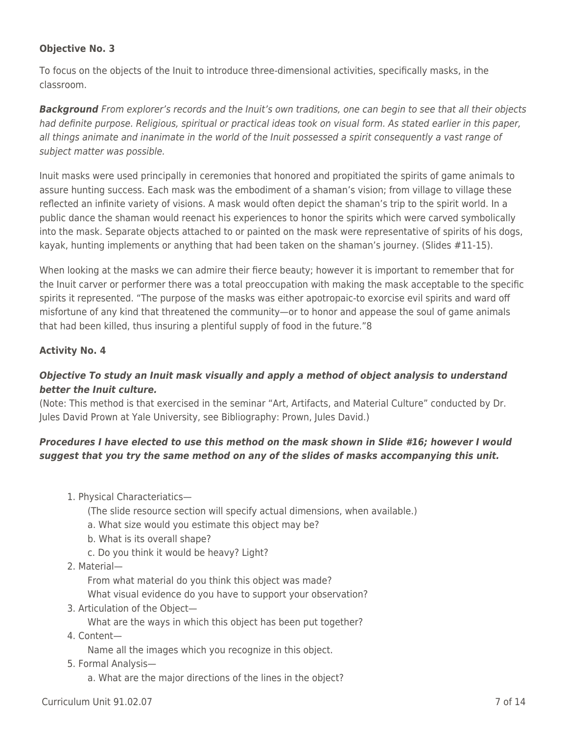**Objective No. 3**

To focus on the objects of the Inuit to introduce three-dimensional activities, specifically masks, in the classroom.

***Background*** *From explorer's records and the Inuit's own traditions, one can begin to see that all their objects had definite purpose. Religious, spiritual or practical ideas took on visual form. As stated earlier in this paper, all things animate and inanimate in the world of the Inuit possessed a spirit consequently a vast range of subject matter was possible.*

Inuit masks were used principally in ceremonies that honored and propitiated the spirits of game animals to assure hunting success. Each mask was the embodiment of a shaman's vision; from village to village these reflected an infinite variety of visions. A mask would often depict the shaman's trip to the spirit world. In a public dance the shaman would reenact his experiences to honor the spirits which were carved symbolically into the mask. Separate objects attached to or painted on the mask were representative of spirits of his dogs, kayak, hunting implements or anything that had been taken on the shaman's journey. (Slides #11-15).

When looking at the masks we can admire their fierce beauty; however it is important to remember that for the Inuit carver or performer there was a total preoccupation with making the mask acceptable to the specific spirits it represented. "The purpose of the masks was either apotropaic-to exorcise evil spirits and ward off misfortune of any kind that threatened the community—or to honor and appease the soul of game animals that had been killed, thus insuring a plentiful supply of food in the future."8

**Activity No. 4**

***Objective To study an Inuit mask visually and apply a method of object analysis to understand better the Inuit culture.***
(Note: This method is that exercised in the seminar "Art, Artifacts, and Material Culture" conducted by Dr. Jules David Prown at Yale University, see Bibliography: Prown, Jules David.)

***Procedures I have elected to use this method on the mask shown in Slide #16; however I would suggest that you try the same method on any of the slides of masks accompanying this unit.***

1. Physical Characteriatics—
   (The slide resource section will specify actual dimensions, when available.)
   a. What size would you estimate this object may be?
   b. What is its overall shape?
   c. Do you think it would be heavy? Light?
2. Material—
   From what material do you think this object was made?
   What visual evidence do you have to support your observation?
3. Articulation of the Object—
   What are the ways in which this object has been put together?
4. Content—
   Name all the images which you recognize in this object.
5. Formal Analysis—
   a. What are the major directions of the lines in the object?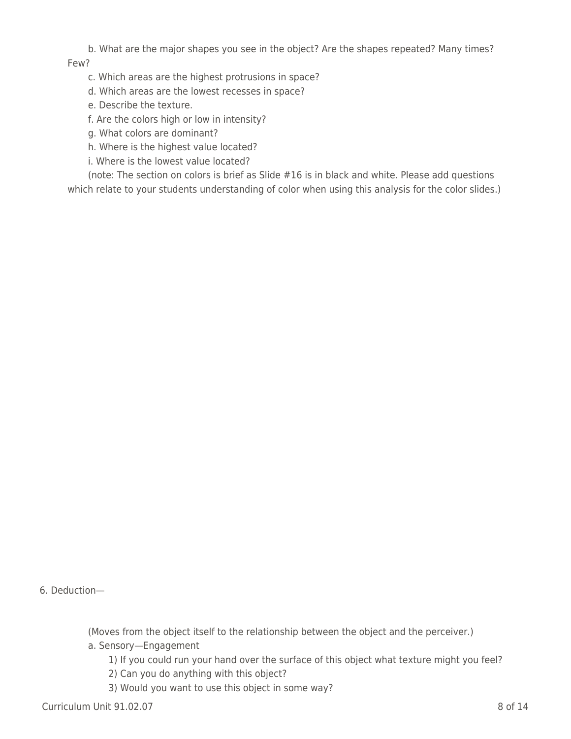b. What are the major shapes you see in the object? Are the shapes repeated? Many times? Few?

c. Which areas are the highest protrusions in space?

d. Which areas are the lowest recesses in space?

e. Describe the texture.

f. Are the colors high or low in intensity?

g. What colors are dominant?

h. Where is the highest value located?

i. Where is the lowest value located?

(note: The section on colors is brief as Slide #16 is in black and white. Please add questions which relate to your students understanding of color when using this analysis for the color slides.)

6. Deduction—

(Moves from the object itself to the relationship between the object and the perceiver.)

a. Sensory—Engagement

1) If you could run your hand over the surface of this object what texture might you feel?

2) Can you do anything with this object?

3) Would you want to use this object in some way?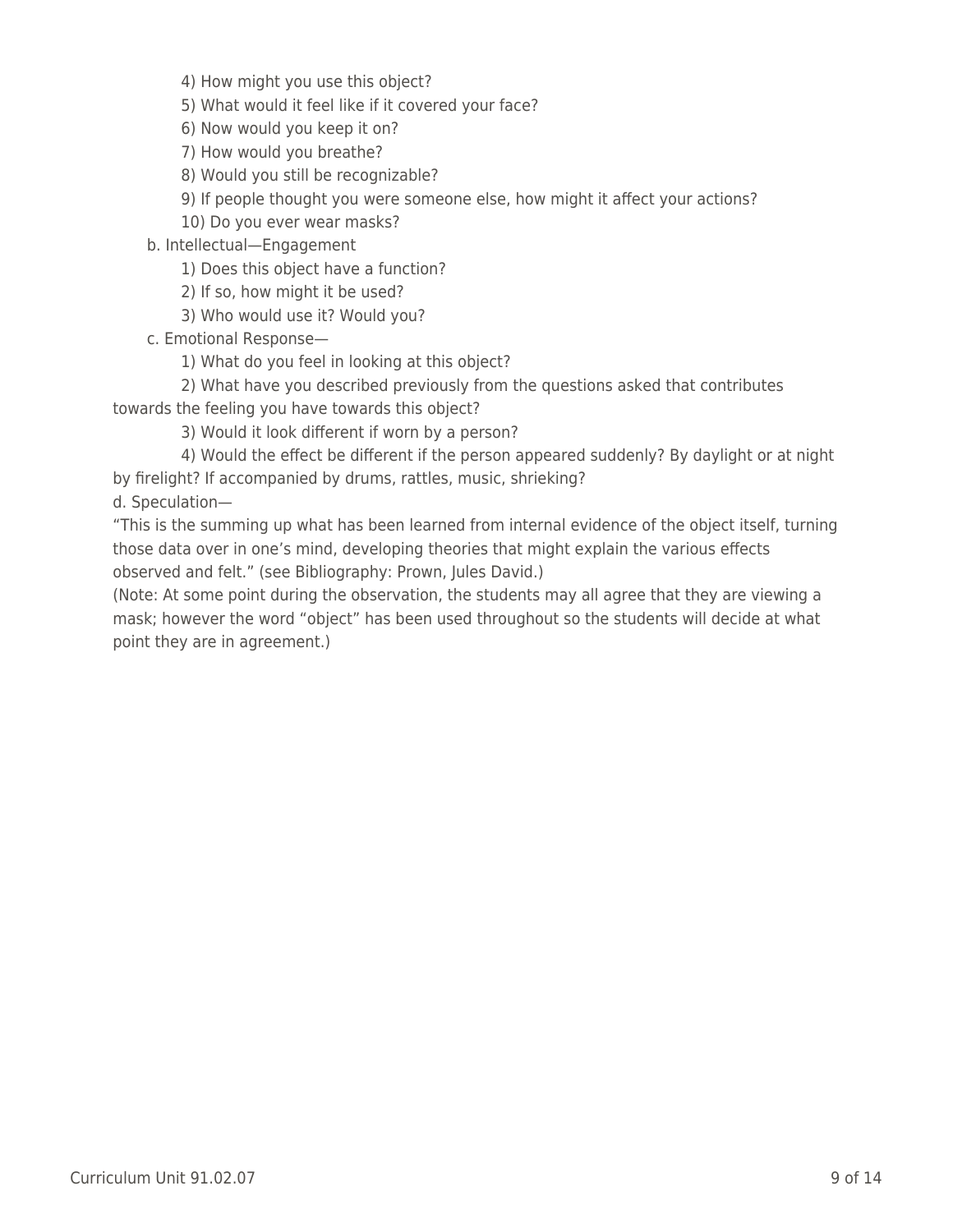4) How might you use this object?
5) What would it feel like if it covered your face?
6) Now would you keep it on?
7) How would you breathe?
8) Would you still be recognizable?
9) If people thought you were someone else, how might it affect your actions?
10) Do you ever wear masks?

b. Intellectual—Engagement

1) Does this object have a function?
2) If so, how might it be used?
3) Who would use it? Would you?

c. Emotional Response—

1) What do you feel in looking at this object?
2) What have you described previously from the questions asked that contributes towards the feeling you have towards this object?
3) Would it look different if worn by a person?
4) Would the effect be different if the person appeared suddenly? By daylight or at night by firelight? If accompanied by drums, rattles, music, shrieking?

d. Speculation—

"This is the summing up what has been learned from internal evidence of the object itself, turning those data over in one's mind, developing theories that might explain the various effects observed and felt." (see Bibliography: Prown, Jules David.)

(Note: At some point during the observation, the students may all agree that they are viewing a mask; however the word "object" has been used throughout so the students will decide at what point they are in agreement.)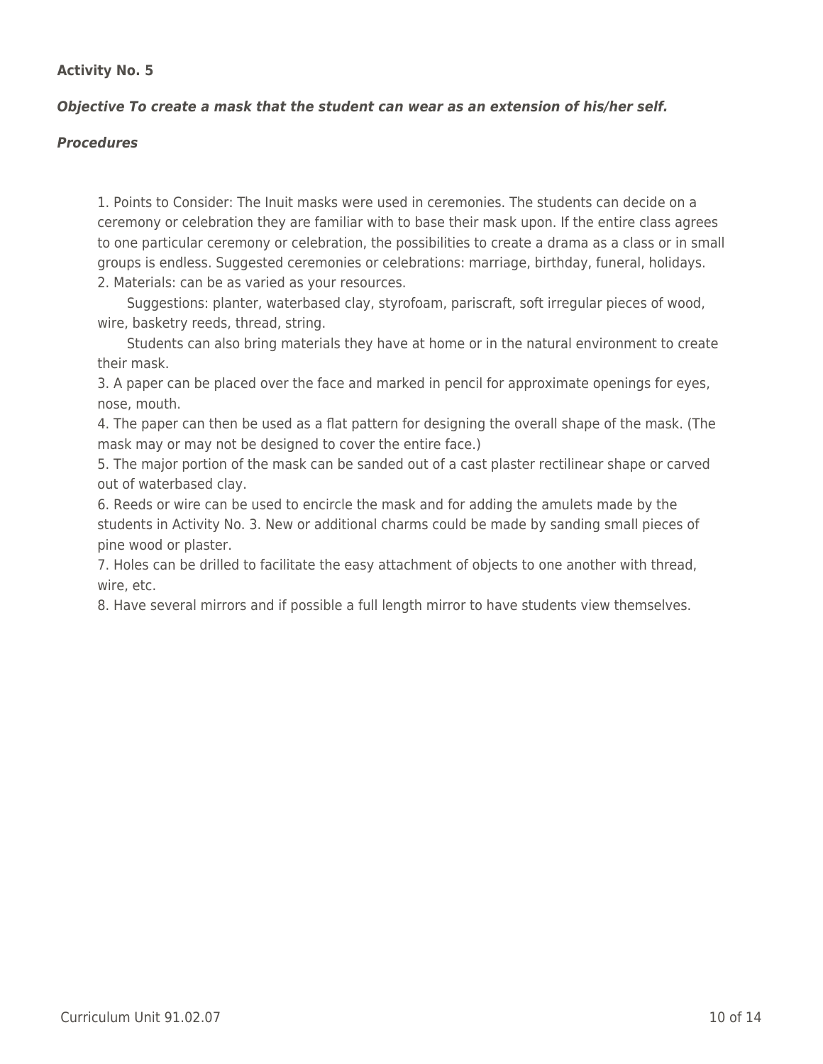**Activity No. 5**

***Objective To create a mask that the student can wear as an extension of his/her self.***

***Procedures***

1. Points to Consider: The Inuit masks were used in ceremonies. The students can decide on a ceremony or celebration they are familiar with to base their mask upon. If the entire class agrees to one particular ceremony or celebration, the possibilities to create a drama as a class or in small groups is endless. Suggested ceremonies or celebrations: marriage, birthday, funeral, holidays.
2. Materials: can be as varied as your resources.

   Suggestions: planter, waterbased clay, styrofoam, pariscraft, soft irregular pieces of wood, wire, basketry reeds, thread, string.

   Students can also bring materials they have at home or in the natural environment to create their mask.
3. A paper can be placed over the face and marked in pencil for approximate openings for eyes, nose, mouth.
4. The paper can then be used as a flat pattern for designing the overall shape of the mask. (The mask may or may not be designed to cover the entire face.)
5. The major portion of the mask can be sanded out of a cast plaster rectilinear shape or carved out of waterbased clay.
6. Reeds or wire can be used to encircle the mask and for adding the amulets made by the students in Activity No. 3. New or additional charms could be made by sanding small pieces of pine wood or plaster.
7. Holes can be drilled to facilitate the easy attachment of objects to one another with thread, wire, etc.
8. Have several mirrors and if possible a full length mirror to have students view themselves.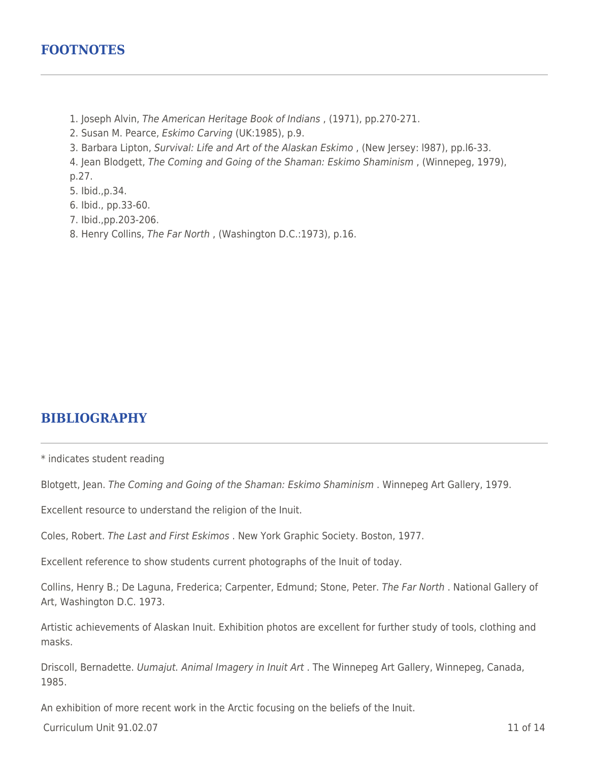## FOOTNOTES

1. Joseph Alvin, *The American Heritage Book of Indians* , (1971), pp.270-271.
2. Susan M. Pearce, *Eskimo Carving* (UK:1985), p.9.
3. Barbara Lipton, *Survival: Life and Art of the Alaskan Eskimo* , (New Jersey: l987), pp.l6-33.
4. Jean Blodgett, *The Coming and Going of the Shaman: Eskimo Shaminism* , (Winnepeg, 1979), p.27.
5. Ibid.,p.34.
6. Ibid., pp.33-60.
7. Ibid.,pp.203-206.
8. Henry Collins, *The Far North* , (Washington D.C.:1973), p.16.

## BIBLIOGRAPHY

* indicates student reading

Blotgett, Jean. *The Coming and Going of the Shaman: Eskimo Shaminism* . Winnepeg Art Gallery, 1979.

Excellent resource to understand the religion of the Inuit.

Coles, Robert. *The Last and First Eskimos* . New York Graphic Society. Boston, 1977.

Excellent reference to show students current photographs of the Inuit of today.

Collins, Henry B.; De Laguna, Frederica; Carpenter, Edmund; Stone, Peter. *The Far North* . National Gallery of Art, Washington D.C. 1973.

Artistic achievements of Alaskan Inuit. Exhibition photos are excellent for further study of tools, clothing and masks.

Driscoll, Bernadette. *Uumajut. Animal Imagery in Inuit Art* . The Winnepeg Art Gallery, Winnepeg, Canada, 1985.

An exhibition of more recent work in the Arctic focusing on the beliefs of the Inuit.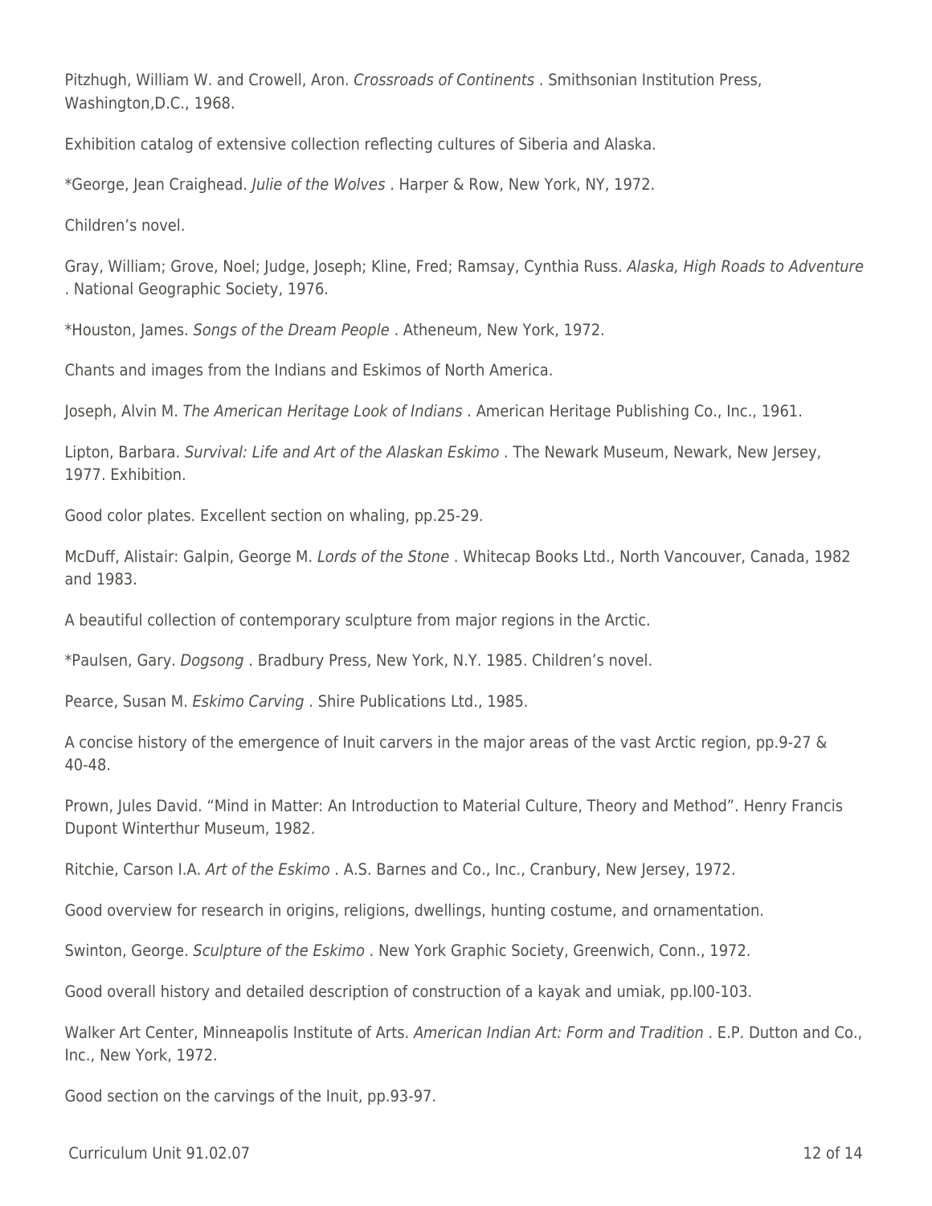Pitzhugh, William W. and Crowell, Aron. *Crossroads of Continents* . Smithsonian Institution Press, Washington,D.C., 1968.

Exhibition catalog of extensive collection reflecting cultures of Siberia and Alaska.

*George, Jean Craighead. *Julie of the Wolves* . Harper & Row, New York, NY, 1972.

Children's novel.

Gray, William; Grove, Noel; Judge, Joseph; Kline, Fred; Ramsay, Cynthia Russ. *Alaska, High Roads to Adventure* . National Geographic Society, 1976.

*Houston, James. *Songs of the Dream People* . Atheneum, New York, 1972.

Chants and images from the Indians and Eskimos of North America.

Joseph, Alvin M. *The American Heritage Look of Indians* . American Heritage Publishing Co., Inc., 1961.

Lipton, Barbara. *Survival: Life and Art of the Alaskan Eskimo* . The Newark Museum, Newark, New Jersey, 1977. Exhibition.

Good color plates. Excellent section on whaling, pp.25-29.

McDuff, Alistair: Galpin, George M. *Lords of the Stone* . Whitecap Books Ltd., North Vancouver, Canada, 1982 and 1983.

A beautiful collection of contemporary sculpture from major regions in the Arctic.

*Paulsen, Gary. *Dogsong* . Bradbury Press, New York, N.Y. 1985. Children's novel.

Pearce, Susan M. *Eskimo Carving* . Shire Publications Ltd., 1985.

A concise history of the emergence of Inuit carvers in the major areas of the vast Arctic region, pp.9-27 & 40-48.

Prown, Jules David. "Mind in Matter: An Introduction to Material Culture, Theory and Method". Henry Francis Dupont Winterthur Museum, 1982.

Ritchie, Carson I.A. *Art of the Eskimo* . A.S. Barnes and Co., Inc., Cranbury, New Jersey, 1972.

Good overview for research in origins, religions, dwellings, hunting costume, and ornamentation.

Swinton, George. *Sculpture of the Eskimo* . New York Graphic Society, Greenwich, Conn., 1972.

Good overall history and detailed description of construction of a kayak and umiak, pp.l00-103.

Walker Art Center, Minneapolis Institute of Arts. *American Indian Art: Form and Tradition* . E.P. Dutton and Co., Inc., New York, 1972.

Good section on the carvings of the Inuit, pp.93-97.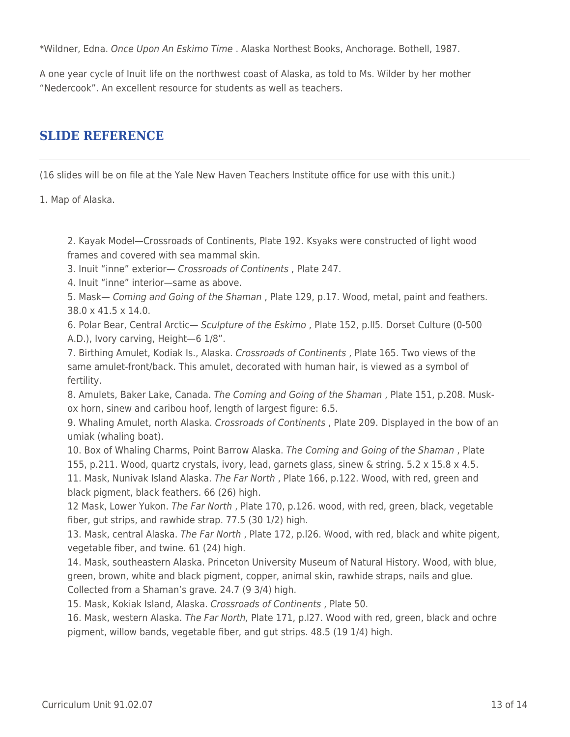*Wildner, Edna. *Once Upon An Eskimo Time* . Alaska Northest Books, Anchorage. Bothell, 1987.

A one year cycle of Inuit life on the northwest coast of Alaska, as told to Ms. Wilder by her mother "Nedercook". An excellent resource for students as well as teachers.

## SLIDE REFERENCE

(16 slides will be on file at the Yale New Haven Teachers Institute office for use with this unit.)

1. Map of Alaska.

2. Kayak Model—Crossroads of Continents, Plate 192. Ksyaks were constructed of light wood frames and covered with sea mammal skin.
3. Inuit "inne" exterior— *Crossroads of Continents* , Plate 247.
4. Inuit "inne" interior—same as above.
5. Mask— *Coming and Going of the Shaman* , Plate 129, p.17. Wood, metal, paint and feathers. 38.0 x 41.5 x 14.0.
6. Polar Bear, Central Arctic— *Sculpture of the Eskimo* , Plate 152, p.ll5. Dorset Culture (0-500 A.D.), Ivory carving, Height—6 1/8".
7. Birthing Amulet, Kodiak Is., Alaska. *Crossroads of Continents* , Plate 165. Two views of the same amulet-front/back. This amulet, decorated with human hair, is viewed as a symbol of fertility.
8. Amulets, Baker Lake, Canada. *The Coming and Going of the Shaman* , Plate 151, p.208. Musk-ox horn, sinew and caribou hoof, length of largest figure: 6.5.
9. Whaling Amulet, north Alaska. *Crossroads of Continents* , Plate 209. Displayed in the bow of an umiak (whaling boat).
10. Box of Whaling Charms, Point Barrow Alaska. *The Coming and Going of the Shaman* , Plate 155, p.211. Wood, quartz crystals, ivory, lead, garnets glass, sinew & string. 5.2 x 15.8 x 4.5.
11. Mask, Nunivak Island Alaska. *The Far North* , Plate 166, p.122. Wood, with red, green and black pigment, black feathers. 66 (26) high.
12 Mask, Lower Yukon. *The Far North* , Plate 170, p.126. wood, with red, green, black, vegetable fiber, gut strips, and rawhide strap. 77.5 (30 1/2) high.
13. Mask, central Alaska. *The Far North* , Plate 172, p.l26. Wood, with red, black and white pigent, vegetable fiber, and twine. 61 (24) high.
14. Mask, southeastern Alaska. Princeton University Museum of Natural History. Wood, with blue, green, brown, white and black pigment, copper, animal skin, rawhide straps, nails and glue. Collected from a Shaman's grave. 24.7 (9 3/4) high.
15. Mask, Kokiak Island, Alaska. *Crossroads of Continents* , Plate 50.
16. Mask, western Alaska. *The Far North,* Plate 171, p.l27. Wood with red, green, black and ochre pigment, willow bands, vegetable fiber, and gut strips. 48.5 (19 1/4) high.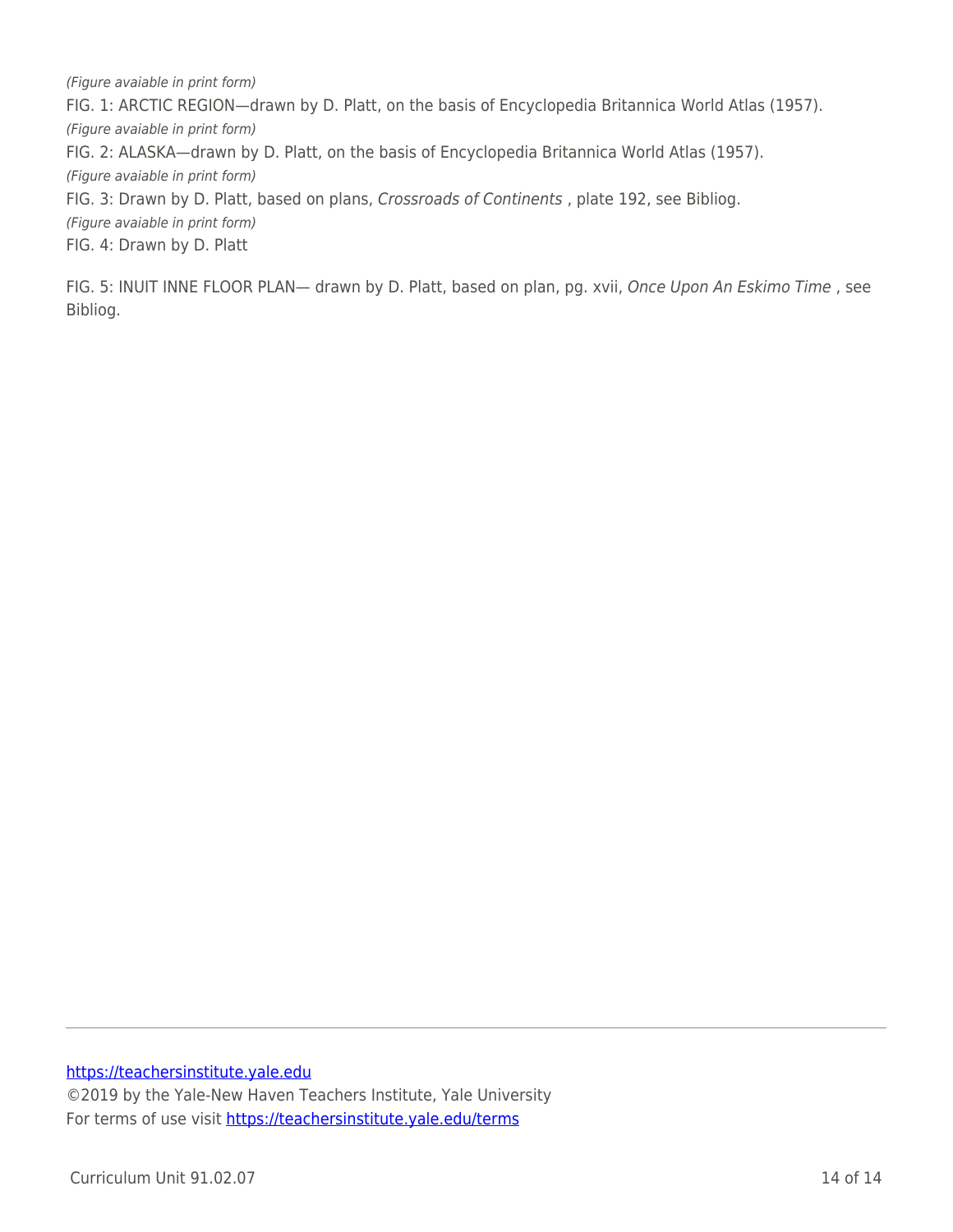*(Figure avaiable in print form)*

FIG. 1: ARCTIC REGION—drawn by D. Platt, on the basis of Encyclopedia Britannica World Atlas (1957).

*(Figure avaiable in print form)*

FIG. 2: ALASKA—drawn by D. Platt, on the basis of Encyclopedia Britannica World Atlas (1957).

*(Figure avaiable in print form)*

FIG. 3: Drawn by D. Platt, based on plans, *Crossroads of Continents* , plate 192, see Bibliog.

*(Figure avaiable in print form)*

FIG. 4: Drawn by D. Platt

FIG. 5: INUIT INNE FLOOR PLAN— drawn by D. Platt, based on plan, pg. xvii, *Once Upon An Eskimo Time* , see Bibliog.

https://teachersinstitute.yale.edu
©2019 by the Yale-New Haven Teachers Institute, Yale University
For terms of use visit https://teachersinstitute.yale.edu/terms